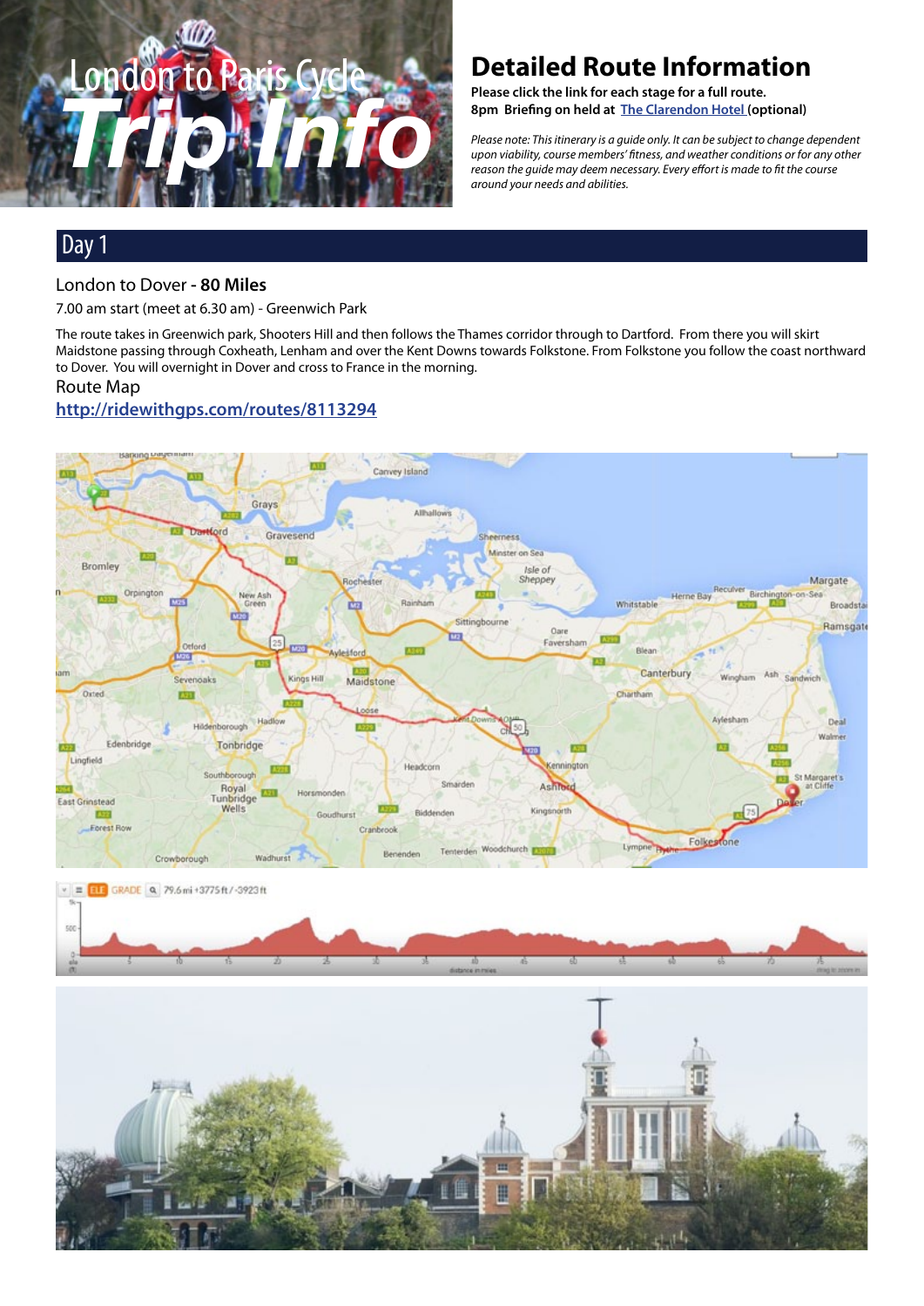# London to Paris Cycle Trip Info

## Detailed Route Information

**Please click the link for each stage for a full route.**
**8pm Briefing on held at [The Clarendon Hotel ](optional)**

*Please note: This itinerary is a guide only. It can be subject to change dependent upon viability, course members' fitness, and weather conditions or for any other reason the guide may deem necessary. Every effort is made to fit the course around your needs and abilities.*

## Day 1

London to Dover - **80 Miles**

7.00 am start (meet at 6.30 am) - Greenwich Park

The route takes in Greenwich park, Shooters Hill and then follows the Thames corridor through to Dartford. From there you will skirt Maidstone passing through Coxheath, Lenham and over the Kent Downs towards Folkstone. From Folkstone you follow the coast northward to Dover. You will overnight in Dover and cross to France in the morning.

Route Map

**http://ridewithgps.com/routes/8113294**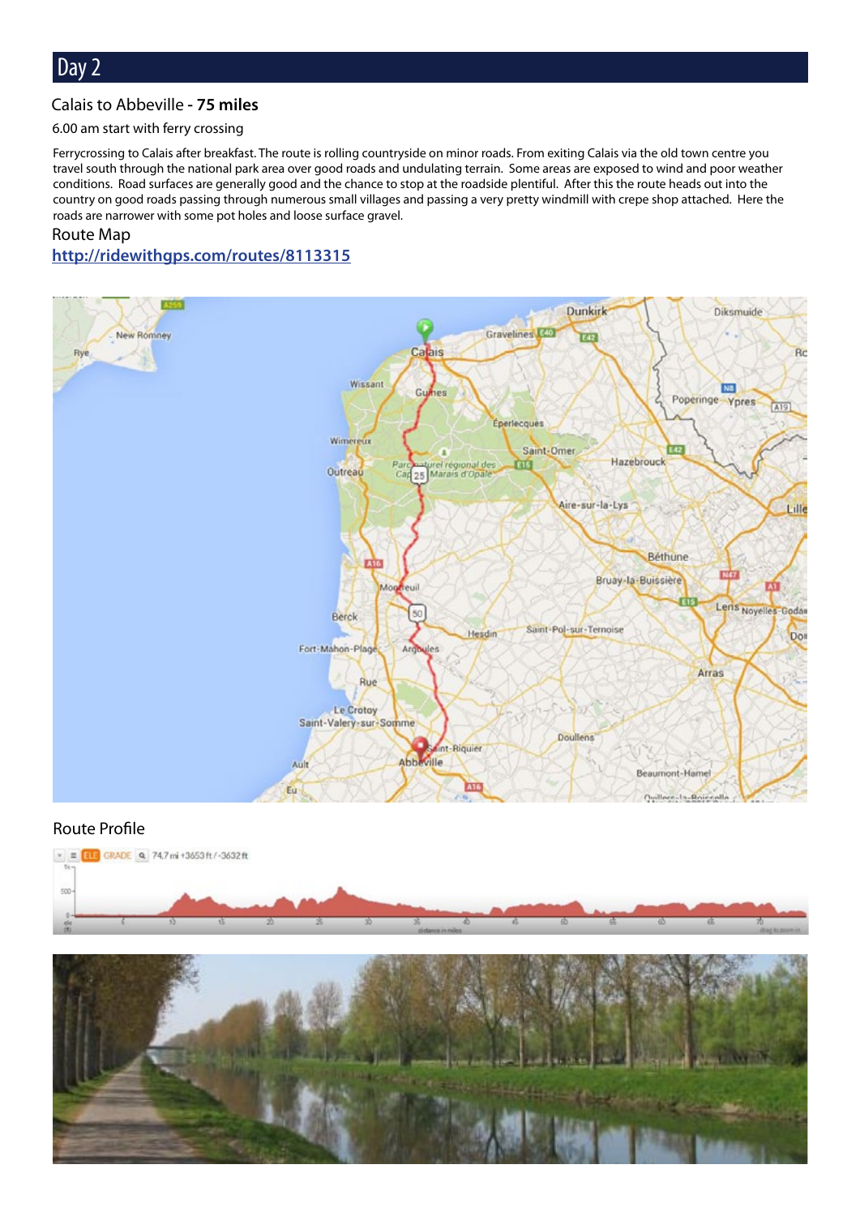# Day 2

### Calais to Abbeville - **75 miles**

6.00 am start with ferry crossing

Ferrycrossing to Calais after breakfast. The route is rolling countryside on minor roads. From exiting Calais via the old town centre you travel south through the national park area over good roads and undulating terrain. Some areas are exposed to wind and poor weather conditions. Road surfaces are generally good and the chance to stop at the roadside plentiful. After this the route heads out into the country on good roads passing through numerous small villages and passing a very pretty windmill with crepe shop attached. Here the roads are narrower with some pot holes and loose surface gravel.

Route Map

[http://ridewithgps.com/routes/8113315](http://ridewithgps.com/routes/8113315)

Route Profile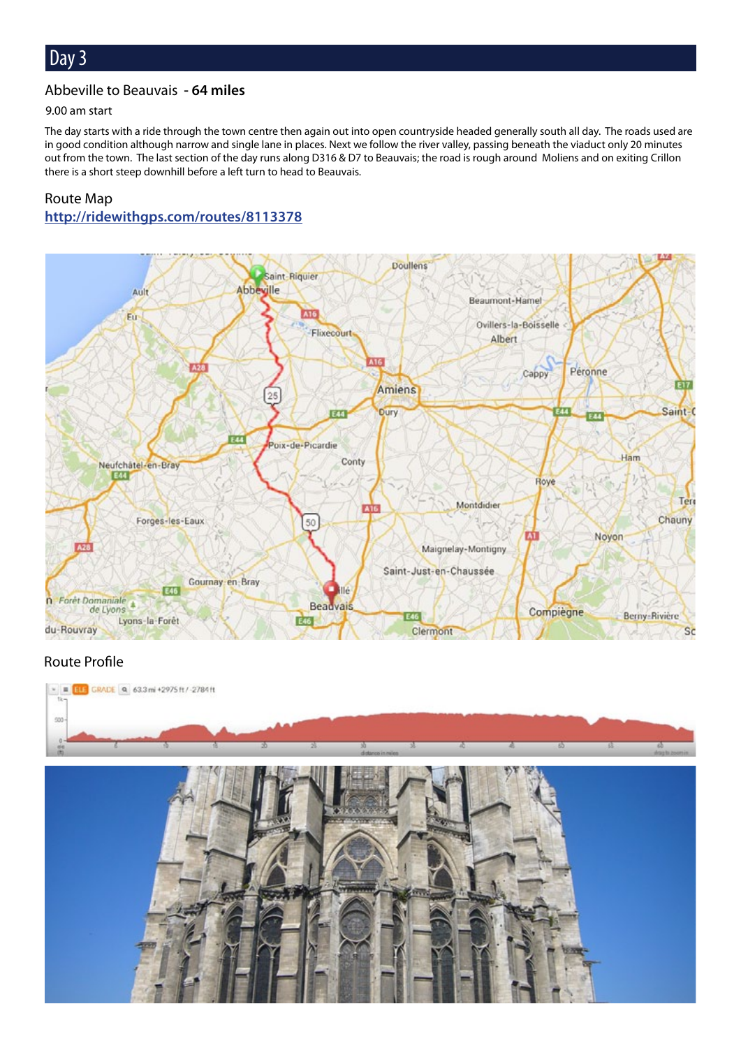# Day 3

## Abbeville to Beauvais  - **64 miles**

9.00 am start

The day starts with a ride through the town centre then again out into open countryside headed generally south all day. The roads used are in good condition although narrow and single lane in places. Next we follow the river valley, passing beneath the viaduct only 20 minutes out from the town. The last section of the day runs along D316 & D7 to Beauvais; the road is rough around Moliens and on exiting Crillon there is a short steep downhill before a left turn to head to Beauvais.

### Route Map

http://ridewithgps.com/routes/8113378

### Route Profile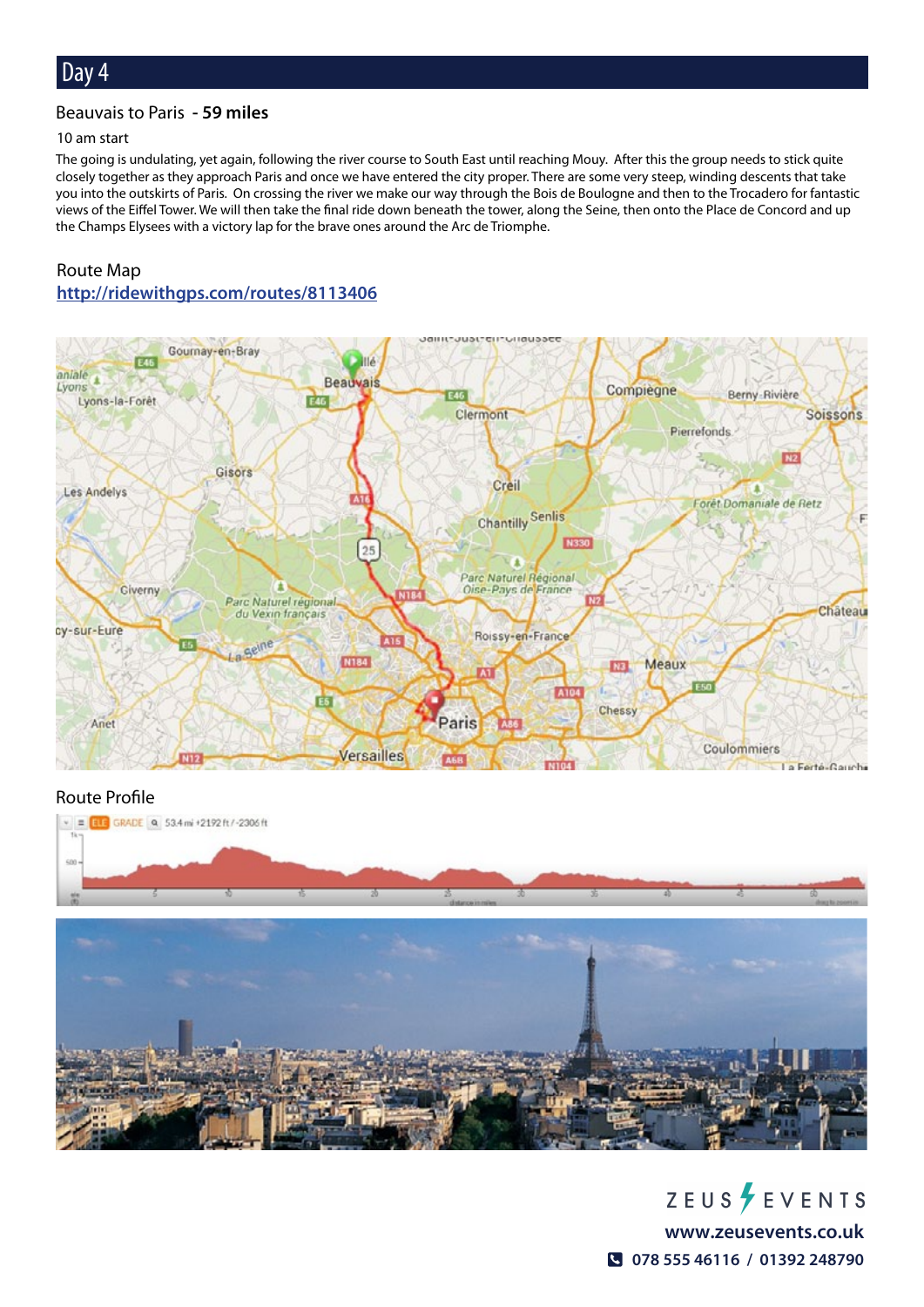# Day 4

## Beauvais to Paris - **59 miles**

10 am start

The going is undulating, yet again, following the river course to South East until reaching Mouy. After this the group needs to stick quite closely together as they approach Paris and once we have entered the city proper. There are some very steep, winding descents that take you into the outskirts of Paris. On crossing the river we make our way through the Bois de Boulogne and then to the Trocadero for fantastic views of the Eiffel Tower. We will then take the final ride down beneath the tower, along the Seine, then onto the Place de Concord and up the Champs Elysees with a victory lap for the brave ones around the Arc de Triomphe.

### Route Map

http://ridewithgps.com/routes/8113406

### Route Profile

53.4 mi +2192 ft / -2306 ft

ZEUS EVENTS

**www.zeusevents.co.uk**

**078 555 46116 / 01392 248790**